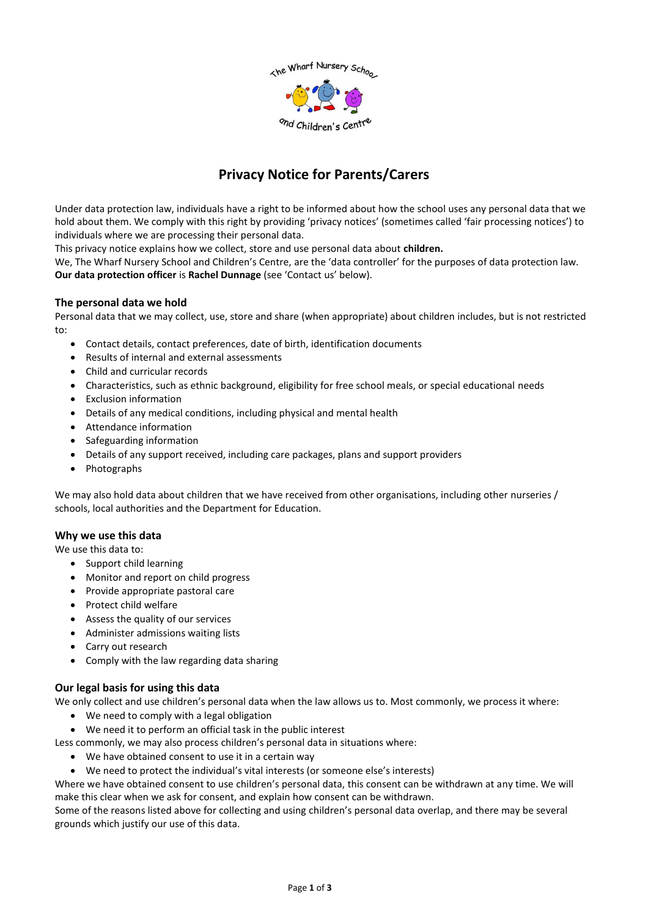# Privacy Notice for Parents/Carers

Under data protection law, individuals have a right to be informed about how the school uses any personal data that we hold about them. We comply with this right by providing 'privacy notices' (sometimes called 'fair processing notices') to individuals where we are processing their personal data.

This privacy notice explains how we collect, store and use personal data about **children.**

We, The Wharf Nursery School and Children's Centre, are the 'data controller' for the purposes of data protection law.

**Our data protection officer** is **Rachel Dunnage** (see 'Contact us' below).

### The personal data we hold

Personal data that we may collect, use, store and share (when appropriate) about children includes, but is not restricted to:

- Contact details, contact preferences, date of birth, identification documents
- Results of internal and external assessments
- Child and curricular records
- Characteristics, such as ethnic background, eligibility for free school meals, or special educational needs
- Exclusion information
- Details of any medical conditions, including physical and mental health
- Attendance information
- Safeguarding information
- Details of any support received, including care packages, plans and support providers
- Photographs

We may also hold data about children that we have received from other organisations, including other nurseries / schools, local authorities and the Department for Education.

### Why we use this data

We use this data to:

- Support child learning
- Monitor and report on child progress
- Provide appropriate pastoral care
- Protect child welfare
- Assess the quality of our services
- Administer admissions waiting lists
- Carry out research
- Comply with the law regarding data sharing

### Our legal basis for using this data

We only collect and use children's personal data when the law allows us to. Most commonly, we process it where:

- We need to comply with a legal obligation
- We need it to perform an official task in the public interest

Less commonly, we may also process children's personal data in situations where:

- We have obtained consent to use it in a certain way
- We need to protect the individual's vital interests (or someone else's interests)

Where we have obtained consent to use children's personal data, this consent can be withdrawn at any time. We will make this clear when we ask for consent, and explain how consent can be withdrawn.

Some of the reasons listed above for collecting and using children's personal data overlap, and there may be several grounds which justify our use of this data.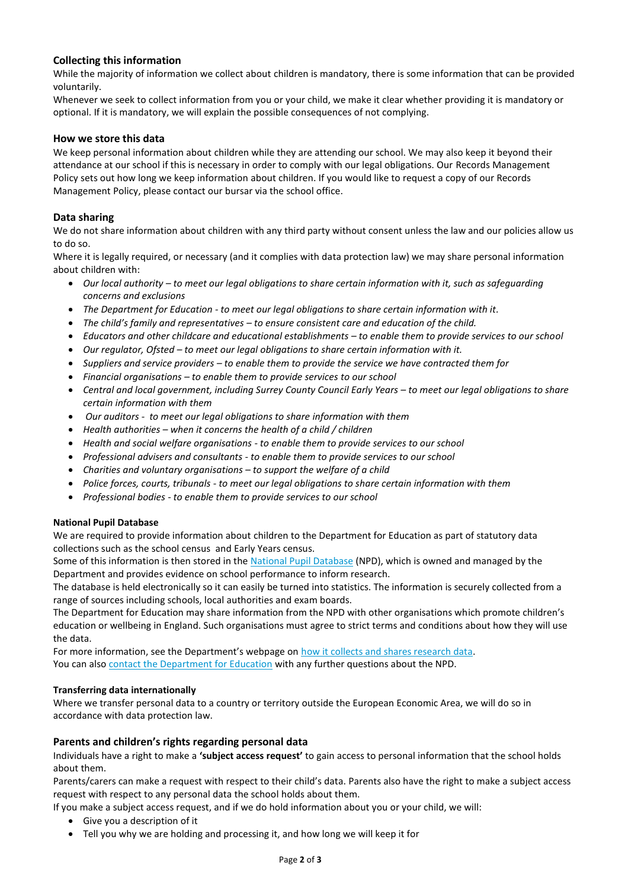## Collecting this information

While the majority of information we collect about children is mandatory, there is some information that can be provided voluntarily.

Whenever we seek to collect information from you or your child, we make it clear whether providing it is mandatory or optional. If it is mandatory, we will explain the possible consequences of not complying.

## How we store this data

We keep personal information about children while they are attending our school. We may also keep it beyond their attendance at our school if this is necessary in order to comply with our legal obligations. Our Records Management Policy sets out how long we keep information about children. If you would like to request a copy of our Records Management Policy, please contact our bursar via the school office.

## Data sharing

We do not share information about children with any third party without consent unless the law and our policies allow us to do so.

Where it is legally required, or necessary (and it complies with data protection law) we may share personal information about children with:

- *Our local authority – to meet our legal obligations to share certain information with it, such as safeguarding concerns and exclusions*
- *The Department for Education - to meet our legal obligations to share certain information with it.*
- *The child's family and representatives – to ensure consistent care and education of the child.*
- *Educators and other childcare and educational establishments – to enable them to provide services to our school*
- *Our regulator, Ofsted – to meet our legal obligations to share certain information with it.*
- *Suppliers and service providers – to enable them to provide the service we have contracted them for*
- *Financial organisations – to enable them to provide services to our school*
- *Central and local government, including Surrey County Council Early Years – to meet our legal obligations to share certain information with them*
- *Our auditors - to meet our legal obligations to share information with them*
- *Health authorities – when it concerns the health of a child / children*
- *Health and social welfare organisations - to enable them to provide services to our school*
- *Professional advisers and consultants - to enable them to provide services to our school*
- *Charities and voluntary organisations – to support the welfare of a child*
- *Police forces, courts, tribunals - to meet our legal obligations to share certain information with them*
- *Professional bodies - to enable them to provide services to our school*

### National Pupil Database

We are required to provide information about children to the Department for Education as part of statutory data collections such as the school census and Early Years census.

Some of this information is then stored in the National Pupil Database (NPD), which is owned and managed by the Department and provides evidence on school performance to inform research.

The database is held electronically so it can easily be turned into statistics. The information is securely collected from a range of sources including schools, local authorities and exam boards.

The Department for Education may share information from the NPD with other organisations which promote children's education or wellbeing in England. Such organisations must agree to strict terms and conditions about how they will use the data.

For more information, see the Department's webpage on how it collects and shares research data.

You can also contact the Department for Education with any further questions about the NPD.

### Transferring data internationally

Where we transfer personal data to a country or territory outside the European Economic Area, we will do so in accordance with data protection law.

## Parents and children's rights regarding personal data

Individuals have a right to make a **'subject access request'** to gain access to personal information that the school holds about them.

Parents/carers can make a request with respect to their child's data. Parents also have the right to make a subject access request with respect to any personal data the school holds about them.

If you make a subject access request, and if we do hold information about you or your child, we will:

- Give you a description of it
- Tell you why we are holding and processing it, and how long we will keep it for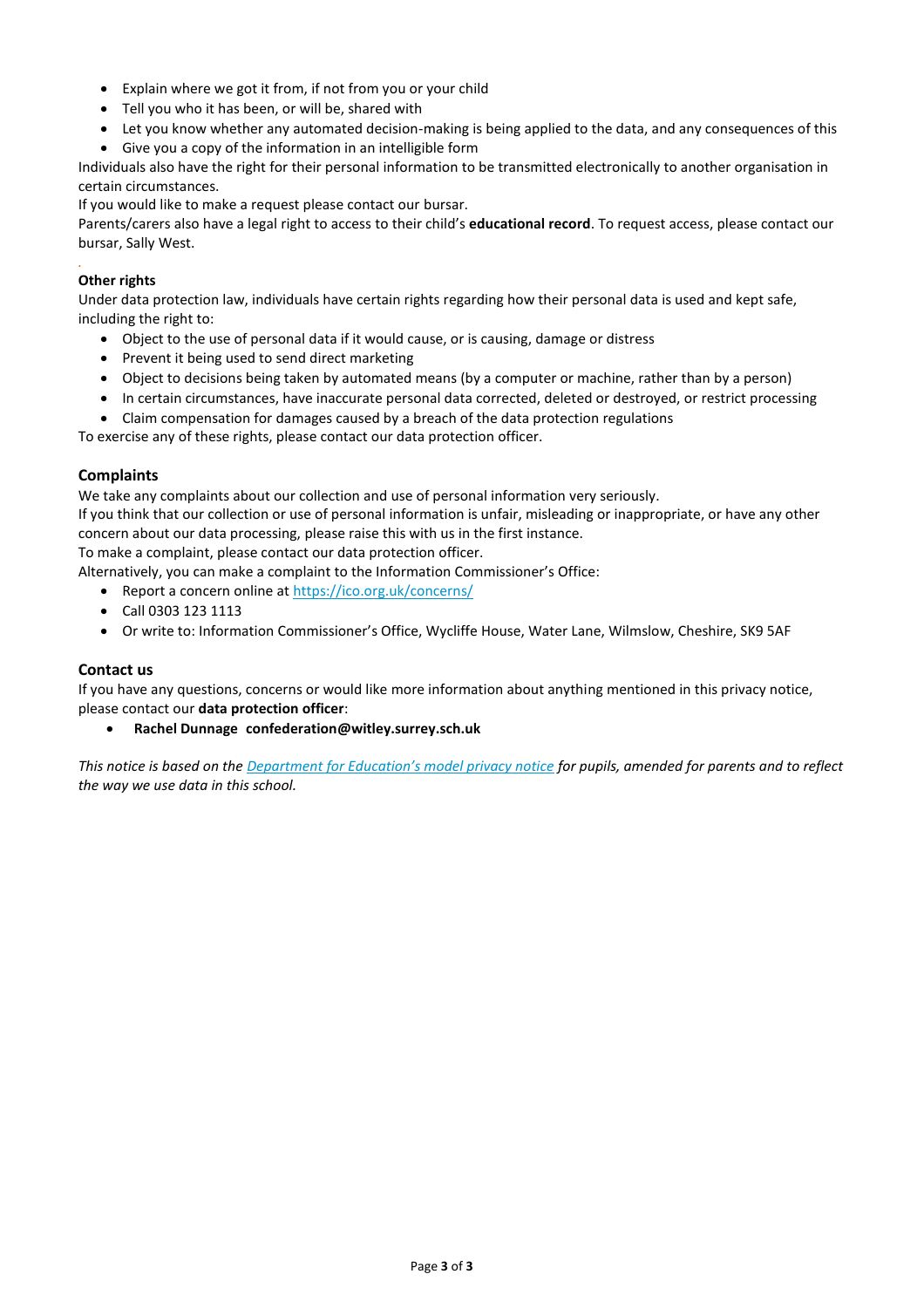- Explain where we got it from, if not from you or your child
- Tell you who it has been, or will be, shared with
- Let you know whether any automated decision-making is being applied to the data, and any consequences of this
- Give you a copy of the information in an intelligible form

Individuals also have the right for their personal information to be transmitted electronically to another organisation in certain circumstances.

If you would like to make a request please contact our bursar.

Parents/carers also have a legal right to access to their child's **educational record**. To request access, please contact our bursar, Sally West.

**Other rights**

Under data protection law, individuals have certain rights regarding how their personal data is used and kept safe, including the right to:

- Object to the use of personal data if it would cause, or is causing, damage or distress
- Prevent it being used to send direct marketing
- Object to decisions being taken by automated means (by a computer or machine, rather than by a person)
- In certain circumstances, have inaccurate personal data corrected, deleted or destroyed, or restrict processing
- Claim compensation for damages caused by a breach of the data protection regulations

To exercise any of these rights, please contact our data protection officer.

## Complaints

We take any complaints about our collection and use of personal information very seriously.

If you think that our collection or use of personal information is unfair, misleading or inappropriate, or have any other concern about our data processing, please raise this with us in the first instance.

To make a complaint, please contact our data protection officer.

Alternatively, you can make a complaint to the Information Commissioner's Office:

- Report a concern online at https://ico.org.uk/concerns/
- Call 0303 123 1113
- Or write to: Information Commissioner's Office, Wycliffe House, Water Lane, Wilmslow, Cheshire, SK9 5AF

## Contact us

If you have any questions, concerns or would like more information about anything mentioned in this privacy notice, please contact our **data protection officer**:

- **Rachel Dunnage confederation@witley.surrey.sch.uk**

*This notice is based on the Department for Education's model privacy notice for pupils, amended for parents and to reflect the way we use data in this school.*